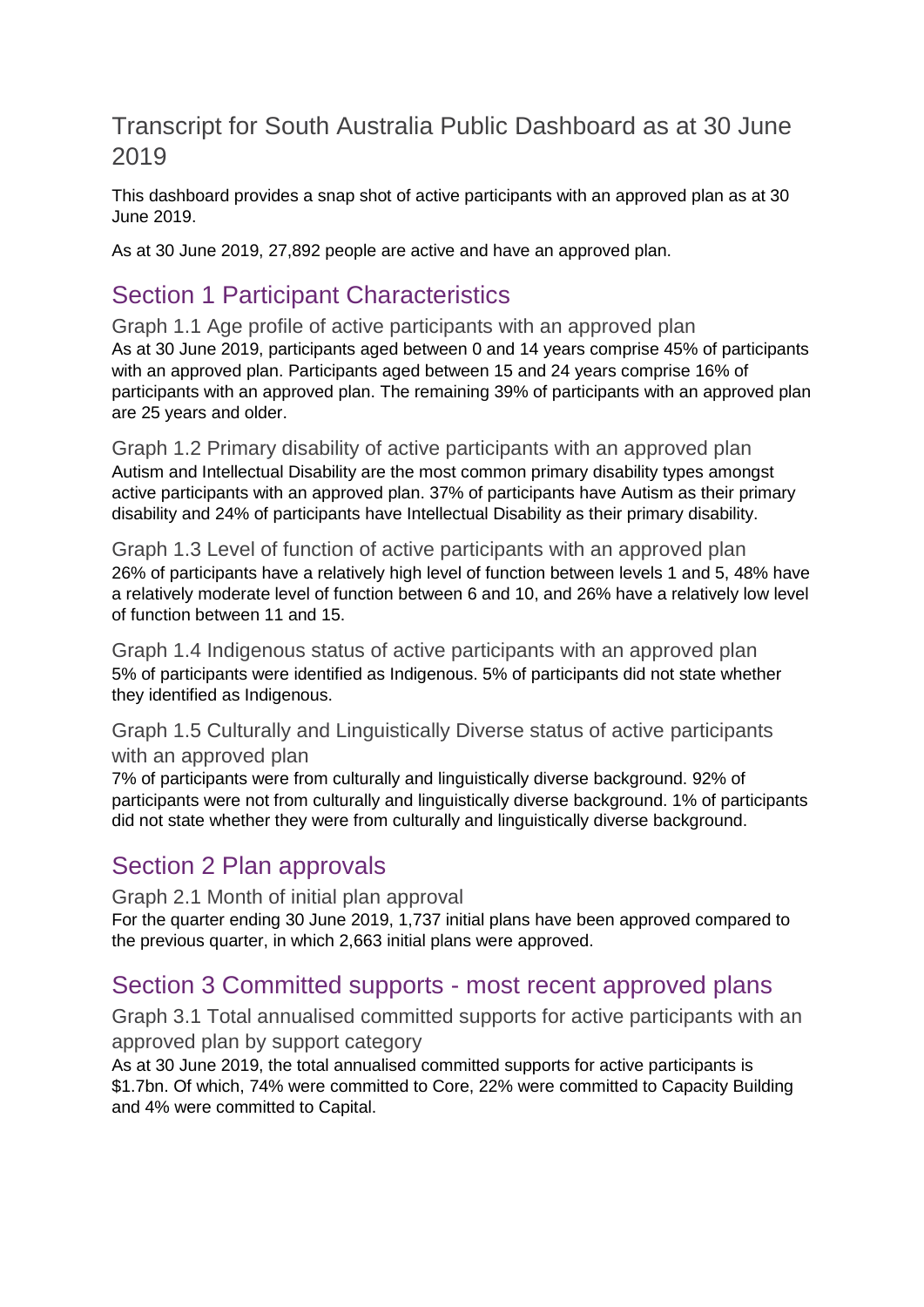# Transcript for South Australia Public Dashboard as at 30 June 2019

This dashboard provides a snap shot of active participants with an approved plan as at 30 June 2019.

As at 30 June 2019, 27,892 people are active and have an approved plan.

## Section 1 Participant Characteristics

### Graph 1.1 Age profile of active participants with an approved plan

As at 30 June 2019, participants aged between 0 and 14 years comprise 45% of participants with an approved plan. Participants aged between 15 and 24 years comprise 16% of participants with an approved plan. The remaining 39% of participants with an approved plan are 25 years and older.

### Graph 1.2 Primary disability of active participants with an approved plan

Autism and Intellectual Disability are the most common primary disability types amongst active participants with an approved plan. 37% of participants have Autism as their primary disability and 24% of participants have Intellectual Disability as their primary disability.

### Graph 1.3 Level of function of active participants with an approved plan

26% of participants have a relatively high level of function between levels 1 and 5, 48% have a relatively moderate level of function between 6 and 10, and 26% have a relatively low level of function between 11 and 15.

### Graph 1.4 Indigenous status of active participants with an approved plan

5% of participants were identified as Indigenous. 5% of participants did not state whether they identified as Indigenous.

### Graph 1.5 Culturally and Linguistically Diverse status of active participants with an approved plan

7% of participants were from culturally and linguistically diverse background. 92% of participants were not from culturally and linguistically diverse background. 1% of participants did not state whether they were from culturally and linguistically diverse background.

## Section 2 Plan approvals

### Graph 2.1 Month of initial plan approval

For the quarter ending 30 June 2019, 1,737 initial plans have been approved compared to the previous quarter, in which 2,663 initial plans were approved.

## Section 3 Committed supports - most recent approved plans

### Graph 3.1 Total annualised committed supports for active participants with an approved plan by support category

As at 30 June 2019, the total annualised committed supports for active participants is $1.7bn. Of which, 74% were committed to Core, 22% were committed to Capacity Building and 4% were committed to Capital.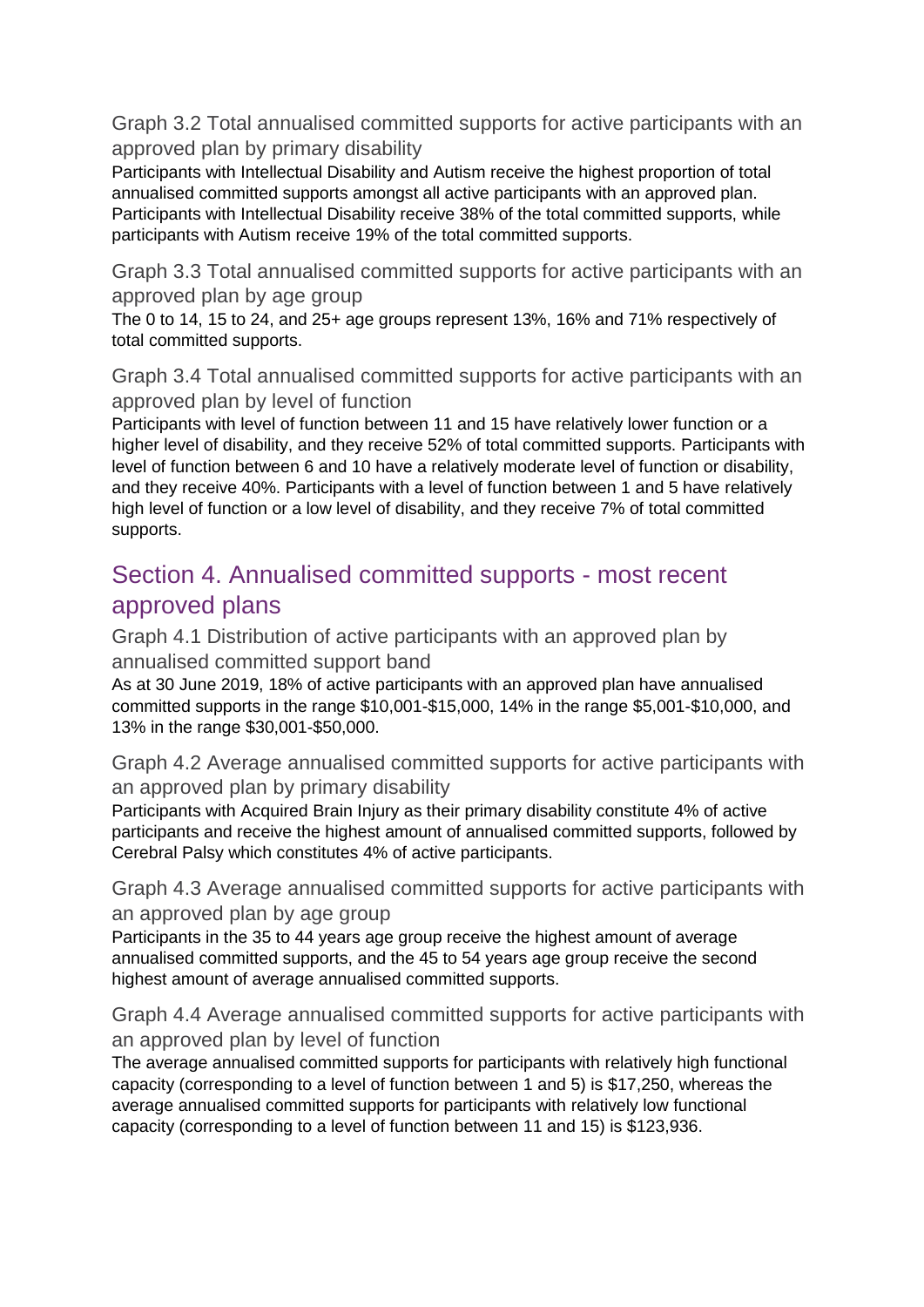### Graph 3.2 Total annualised committed supports for active participants with an approved plan by primary disability

Participants with Intellectual Disability and Autism receive the highest proportion of total annualised committed supports amongst all active participants with an approved plan. Participants with Intellectual Disability receive 38% of the total committed supports, while participants with Autism receive 19% of the total committed supports.

### Graph 3.3 Total annualised committed supports for active participants with an approved plan by age group

The 0 to 14, 15 to 24, and 25+ age groups represent 13%, 16% and 71% respectively of total committed supports.

### Graph 3.4 Total annualised committed supports for active participants with an approved plan by level of function

Participants with level of function between 11 and 15 have relatively lower function or a higher level of disability, and they receive 52% of total committed supports. Participants with level of function between 6 and 10 have a relatively moderate level of function or disability, and they receive 40%. Participants with a level of function between 1 and 5 have relatively high level of function or a low level of disability, and they receive 7% of total committed supports.

## Section 4. Annualised committed supports - most recent approved plans

### Graph 4.1 Distribution of active participants with an approved plan by annualised committed support band

As at 30 June 2019, 18% of active participants with an approved plan have annualised committed supports in the range $10,001-$15,000, 14% in the range $5,001-$10,000, and 13% in the range $30,001-$50,000.

### Graph 4.2 Average annualised committed supports for active participants with an approved plan by primary disability

Participants with Acquired Brain Injury as their primary disability constitute 4% of active participants and receive the highest amount of annualised committed supports, followed by Cerebral Palsy which constitutes 4% of active participants.

### Graph 4.3 Average annualised committed supports for active participants with an approved plan by age group

Participants in the 35 to 44 years age group receive the highest amount of average annualised committed supports, and the 45 to 54 years age group receive the second highest amount of average annualised committed supports.

### Graph 4.4 Average annualised committed supports for active participants with an approved plan by level of function

The average annualised committed supports for participants with relatively high functional capacity (corresponding to a level of function between 1 and 5) is $17,250, whereas the average annualised committed supports for participants with relatively low functional capacity (corresponding to a level of function between 11 and 15) is $123,936.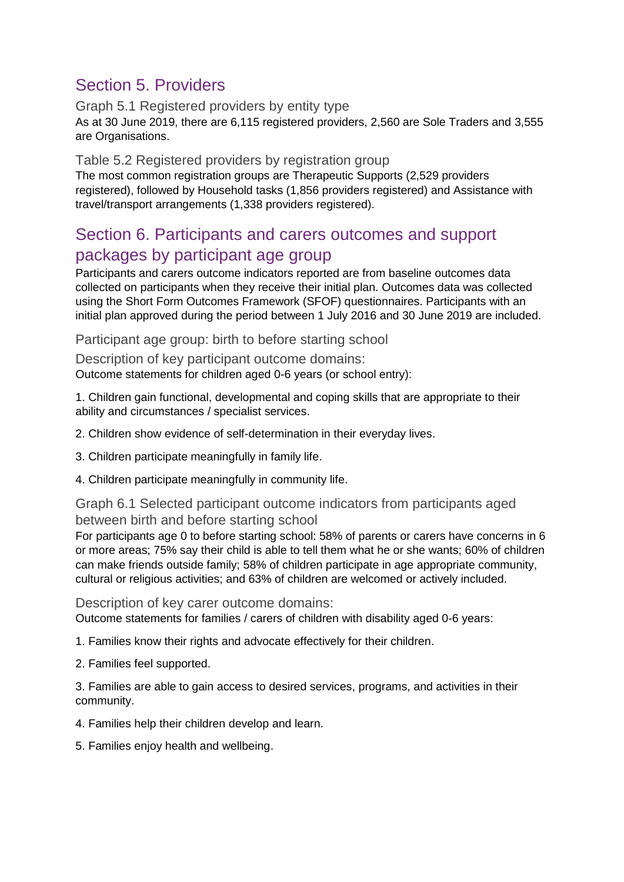## Section 5. Providers

### Graph 5.1 Registered providers by entity type

As at 30 June 2019, there are 6,115 registered providers, 2,560 are Sole Traders and 3,555 are Organisations.

### Table 5.2 Registered providers by registration group

The most common registration groups are Therapeutic Supports (2,529 providers registered), followed by Household tasks (1,856 providers registered) and Assistance with travel/transport arrangements (1,338 providers registered).

## Section 6. Participants and carers outcomes and support packages by participant age group

Participants and carers outcome indicators reported are from baseline outcomes data collected on participants when they receive their initial plan. Outcomes data was collected using the Short Form Outcomes Framework (SFOF) questionnaires. Participants with an initial plan approved during the period between 1 July 2016 and 30 June 2019 are included.

### Participant age group: birth to before starting school

### Description of key participant outcome domains:

Outcome statements for children aged 0-6 years (or school entry):

1. Children gain functional, developmental and coping skills that are appropriate to their ability and circumstances / specialist services.
2. Children show evidence of self-determination in their everyday lives.
3. Children participate meaningfully in family life.
4. Children participate meaningfully in community life.

### Graph 6.1 Selected participant outcome indicators from participants aged between birth and before starting school

For participants age 0 to before starting school: 58% of parents or carers have concerns in 6 or more areas; 75% say their child is able to tell them what he or she wants; 60% of children can make friends outside family; 58% of children participate in age appropriate community, cultural or religious activities; and 63% of children are welcomed or actively included.

### Description of key carer outcome domains:

Outcome statements for families / carers of children with disability aged 0-6 years:

1. Families know their rights and advocate effectively for their children.
2. Families feel supported.
3. Families are able to gain access to desired services, programs, and activities in their community.
4. Families help their children develop and learn.
5. Families enjoy health and wellbeing.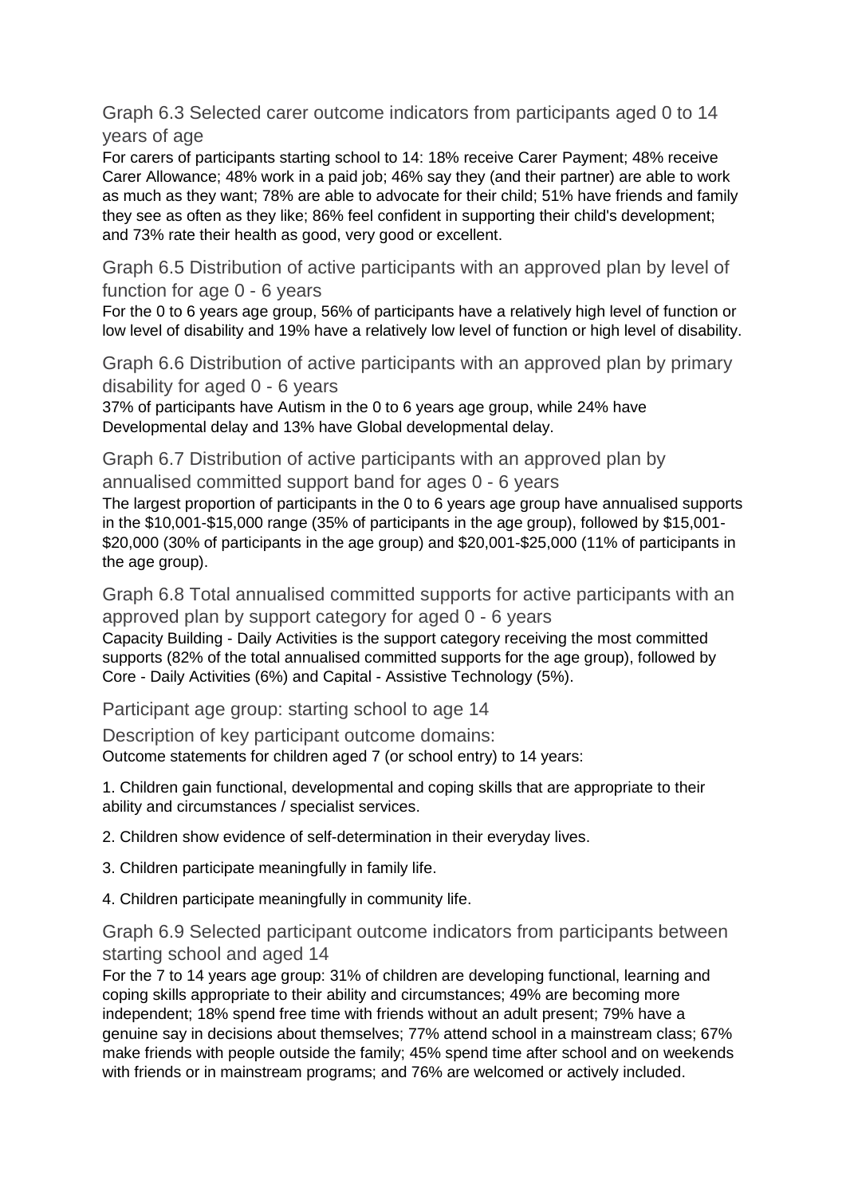### Graph 6.3 Selected carer outcome indicators from participants aged 0 to 14 years of age

For carers of participants starting school to 14: 18% receive Carer Payment; 48% receive Carer Allowance; 48% work in a paid job; 46% say they (and their partner) are able to work as much as they want; 78% are able to advocate for their child; 51% have friends and family they see as often as they like; 86% feel confident in supporting their child's development; and 73% rate their health as good, very good or excellent.

### Graph 6.5 Distribution of active participants with an approved plan by level of function for age 0 - 6 years

For the 0 to 6 years age group, 56% of participants have a relatively high level of function or low level of disability and 19% have a relatively low level of function or high level of disability.

### Graph 6.6 Distribution of active participants with an approved plan by primary disability for aged 0 - 6 years

37% of participants have Autism in the 0 to 6 years age group, while 24% have Developmental delay and 13% have Global developmental delay.

### Graph 6.7 Distribution of active participants with an approved plan by annualised committed support band for ages 0 - 6 years

The largest proportion of participants in the 0 to 6 years age group have annualised supports in the $10,001-$15,000 range (35% of participants in the age group), followed by $15,001-$20,000 (30% of participants in the age group) and $20,001-$25,000 (11% of participants in the age group).

### Graph 6.8 Total annualised committed supports for active participants with an approved plan by support category for aged 0 - 6 years

Capacity Building - Daily Activities is the support category receiving the most committed supports (82% of the total annualised committed supports for the age group), followed by Core - Daily Activities (6%) and Capital - Assistive Technology (5%).

### Participant age group: starting school to age 14

### Description of key participant outcome domains:

Outcome statements for children aged 7 (or school entry) to 14 years:

1. Children gain functional, developmental and coping skills that are appropriate to their ability and circumstances / specialist services.
2. Children show evidence of self-determination in their everyday lives.
3. Children participate meaningfully in family life.
4. Children participate meaningfully in community life.

### Graph 6.9 Selected participant outcome indicators from participants between starting school and aged 14

For the 7 to 14 years age group: 31% of children are developing functional, learning and coping skills appropriate to their ability and circumstances; 49% are becoming more independent; 18% spend free time with friends without an adult present; 79% have a genuine say in decisions about themselves; 77% attend school in a mainstream class; 67% make friends with people outside the family; 45% spend time after school and on weekends with friends or in mainstream programs; and 76% are welcomed or actively included.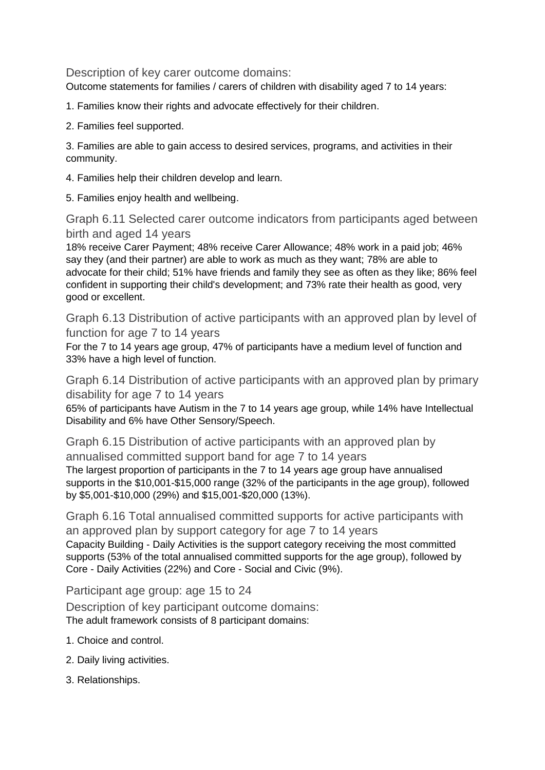### Description of key carer outcome domains:

Outcome statements for families / carers of children with disability aged 7 to 14 years:

1. Families know their rights and advocate effectively for their children.
2. Families feel supported.
3. Families are able to gain access to desired services, programs, and activities in their community.
4. Families help their children develop and learn.
5. Families enjoy health and wellbeing.

### Graph 6.11 Selected carer outcome indicators from participants aged between birth and aged 14 years

18% receive Carer Payment; 48% receive Carer Allowance; 48% work in a paid job; 46% say they (and their partner) are able to work as much as they want; 78% are able to advocate for their child; 51% have friends and family they see as often as they like; 86% feel confident in supporting their child's development; and 73% rate their health as good, very good or excellent.

### Graph 6.13 Distribution of active participants with an approved plan by level of function for age 7 to 14 years

For the 7 to 14 years age group, 47% of participants have a medium level of function and 33% have a high level of function.

### Graph 6.14 Distribution of active participants with an approved plan by primary disability for age 7 to 14 years

65% of participants have Autism in the 7 to 14 years age group, while 14% have Intellectual Disability and 6% have Other Sensory/Speech.

### Graph 6.15 Distribution of active participants with an approved plan by annualised committed support band for age 7 to 14 years

The largest proportion of participants in the 7 to 14 years age group have annualised supports in the $10,001-$15,000 range (32% of the participants in the age group), followed by $5,001-$10,000 (29%) and $15,001-$20,000 (13%).

### Graph 6.16 Total annualised committed supports for active participants with an approved plan by support category for age 7 to 14 years

Capacity Building - Daily Activities is the support category receiving the most committed supports (53% of the total annualised committed supports for the age group), followed by Core - Daily Activities (22%) and Core - Social and Civic (9%).

### Participant age group: age 15 to 24

### Description of key participant outcome domains:

The adult framework consists of 8 participant domains:

1. Choice and control.
2. Daily living activities.
3. Relationships.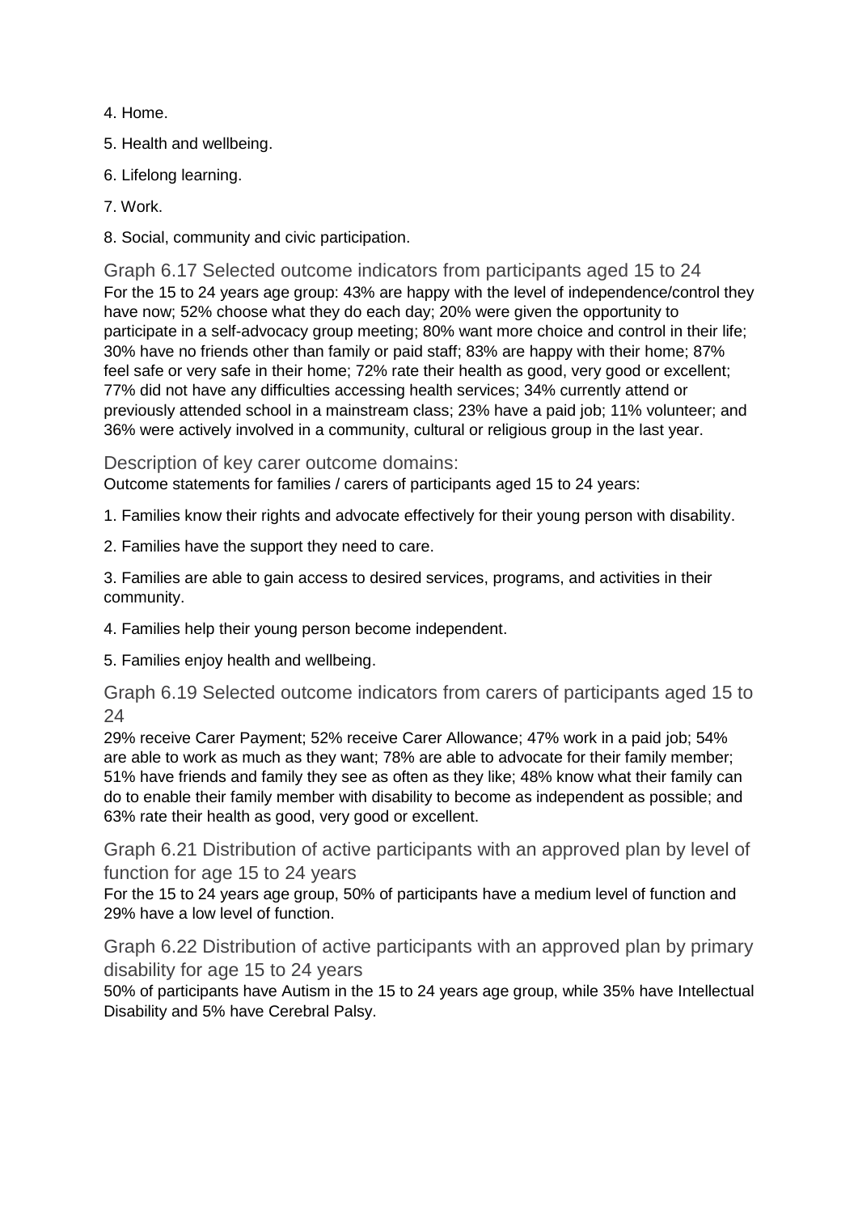4. Home.

5. Health and wellbeing.

6. Lifelong learning.

7. Work.

8. Social, community and civic participation.

### Graph 6.17 Selected outcome indicators from participants aged 15 to 24

For the 15 to 24 years age group: 43% are happy with the level of independence/control they have now; 52% choose what they do each day; 20% were given the opportunity to participate in a self-advocacy group meeting; 80% want more choice and control in their life; 30% have no friends other than family or paid staff; 83% are happy with their home; 87% feel safe or very safe in their home; 72% rate their health as good, very good or excellent; 77% did not have any difficulties accessing health services; 34% currently attend or previously attended school in a mainstream class; 23% have a paid job; 11% volunteer; and 36% were actively involved in a community, cultural or religious group in the last year.

### Description of key carer outcome domains:

Outcome statements for families / carers of participants aged 15 to 24 years:

1. Families know their rights and advocate effectively for their young person with disability.

2. Families have the support they need to care.

3. Families are able to gain access to desired services, programs, and activities in their community.

4. Families help their young person become independent.

5. Families enjoy health and wellbeing.

### Graph 6.19 Selected outcome indicators from carers of participants aged 15 to 24

29% receive Carer Payment; 52% receive Carer Allowance; 47% work in a paid job; 54% are able to work as much as they want; 78% are able to advocate for their family member; 51% have friends and family they see as often as they like; 48% know what their family can do to enable their family member with disability to become as independent as possible; and 63% rate their health as good, very good or excellent.

### Graph 6.21 Distribution of active participants with an approved plan by level of function for age 15 to 24 years

For the 15 to 24 years age group, 50% of participants have a medium level of function and 29% have a low level of function.

### Graph 6.22 Distribution of active participants with an approved plan by primary disability for age 15 to 24 years

50% of participants have Autism in the 15 to 24 years age group, while 35% have Intellectual Disability and 5% have Cerebral Palsy.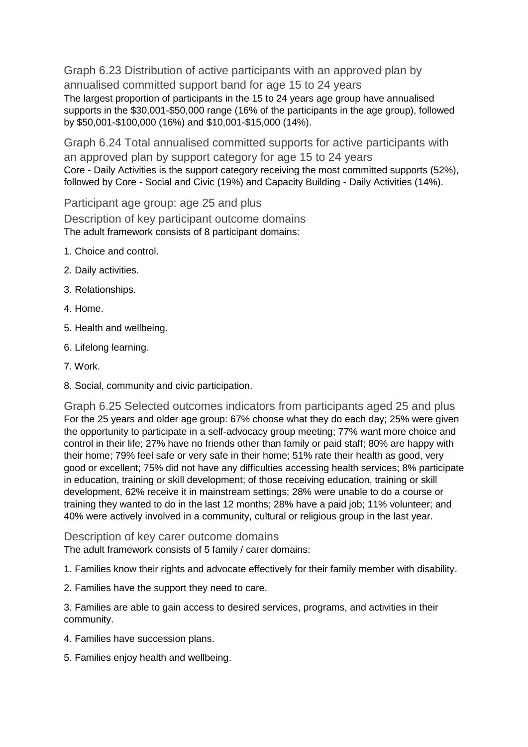### Graph 6.23 Distribution of active participants with an approved plan by annualised committed support band for age 15 to 24 years

The largest proportion of participants in the 15 to 24 years age group have annualised supports in the $30,001-$50,000 range (16% of the participants in the age group), followed by $50,001-$100,000 (16%) and $10,001-$15,000 (14%).

### Graph 6.24 Total annualised committed supports for active participants with an approved plan by support category for age 15 to 24 years

Core - Daily Activities is the support category receiving the most committed supports (52%), followed by Core - Social and Civic (19%) and Capacity Building - Daily Activities (14%).

## Participant age group: age 25 and plus

### Description of key participant outcome domains

The adult framework consists of 8 participant domains:

1. Choice and control.
2. Daily activities.
3. Relationships.
4. Home.
5. Health and wellbeing.
6. Lifelong learning.
7. Work.
8. Social, community and civic participation.

### Graph 6.25 Selected outcomes indicators from participants aged 25 and plus

For the 25 years and older age group: 67% choose what they do each day; 25% were given the opportunity to participate in a self-advocacy group meeting; 77% want more choice and control in their life; 27% have no friends other than family or paid staff; 80% are happy with their home; 79% feel safe or very safe in their home; 51% rate their health as good, very good or excellent; 75% did not have any difficulties accessing health services; 8% participate in education, training or skill development; of those receiving education, training or skill development, 62% receive it in mainstream settings; 28% were unable to do a course or training they wanted to do in the last 12 months; 28% have a paid job; 11% volunteer; and 40% were actively involved in a community, cultural or religious group in the last year.

### Description of key carer outcome domains

The adult framework consists of 5 family / carer domains:

1. Families know their rights and advocate effectively for their family member with disability.
2. Families have the support they need to care.
3. Families are able to gain access to desired services, programs, and activities in their community.
4. Families have succession plans.
5. Families enjoy health and wellbeing.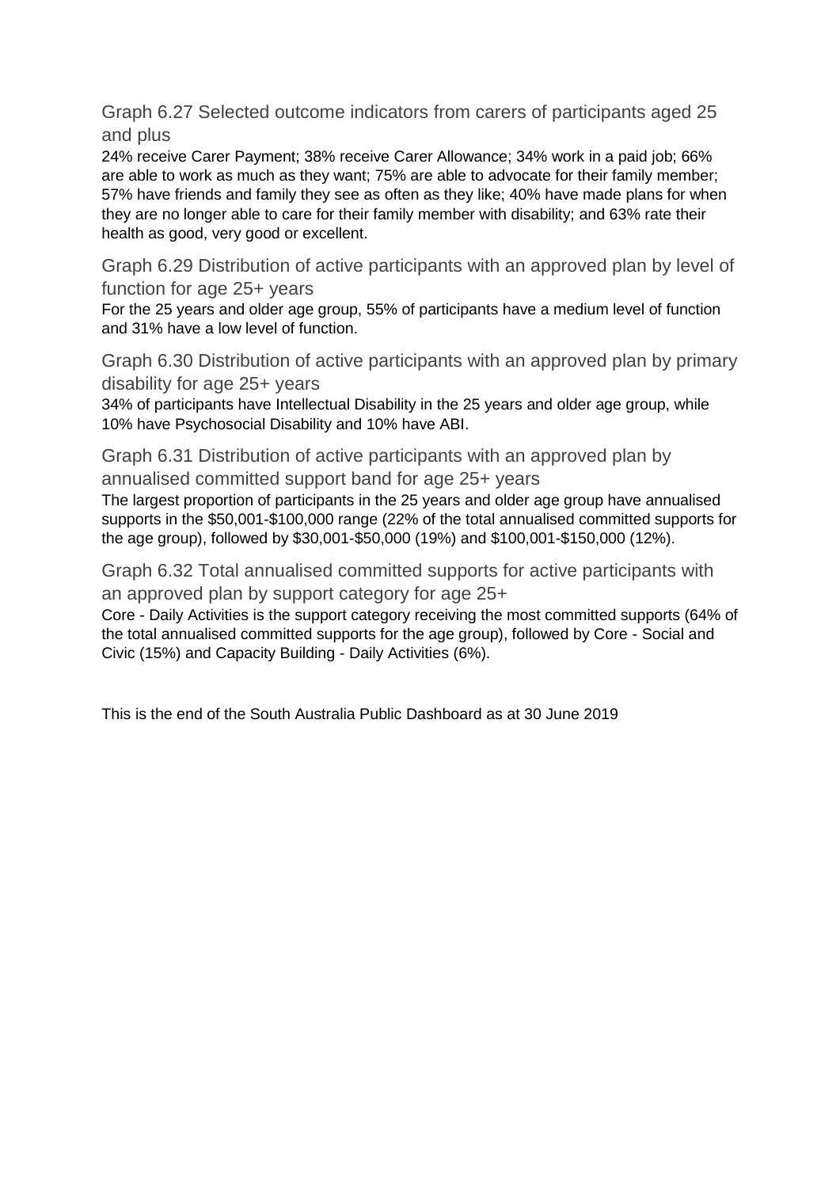### Graph 6.27 Selected outcome indicators from carers of participants aged 25 and plus

24% receive Carer Payment; 38% receive Carer Allowance; 34% work in a paid job; 66% are able to work as much as they want; 75% are able to advocate for their family member; 57% have friends and family they see as often as they like; 40% have made plans for when they are no longer able to care for their family member with disability; and 63% rate their health as good, very good or excellent.

### Graph 6.29 Distribution of active participants with an approved plan by level of function for age 25+ years

For the 25 years and older age group, 55% of participants have a medium level of function and 31% have a low level of function.

### Graph 6.30 Distribution of active participants with an approved plan by primary disability for age 25+ years

34% of participants have Intellectual Disability in the 25 years and older age group, while 10% have Psychosocial Disability and 10% have ABI.

### Graph 6.31 Distribution of active participants with an approved plan by annualised committed support band for age 25+ years

The largest proportion of participants in the 25 years and older age group have annualised supports in the $50,001-$100,000 range (22% of the total annualised committed supports for the age group), followed by $30,001-$50,000 (19%) and $100,001-$150,000 (12%).

### Graph 6.32 Total annualised committed supports for active participants with an approved plan by support category for age 25+

Core - Daily Activities is the support category receiving the most committed supports (64% of the total annualised committed supports for the age group), followed by Core - Social and Civic (15%) and Capacity Building - Daily Activities (6%).

This is the end of the South Australia Public Dashboard as at 30 June 2019